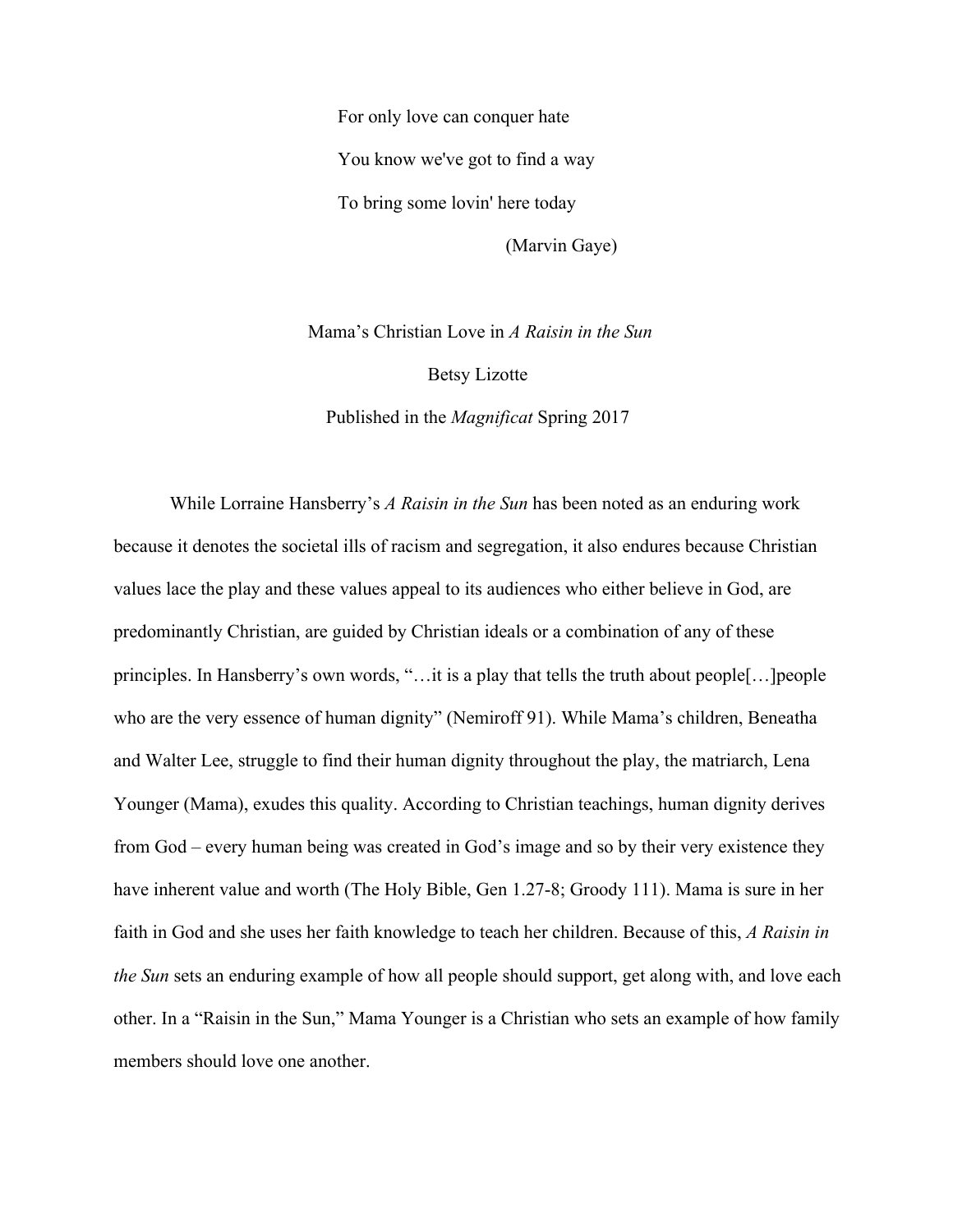For only love can conquer hate

You know we've got to find a way

To bring some lovin' here today

(Marvin Gaye)

# Mama's Christian Love in *A Raisin in the Sun*

Betsy Lizotte

Published in the *Magnificat* Spring 2017

While Lorraine Hansberry's *A Raisin in the Sun* has been noted as an enduring work because it denotes the societal ills of racism and segregation, it also endures because Christian values lace the play and these values appeal to its audiences who either believe in God, are predominantly Christian, are guided by Christian ideals or a combination of any of these principles. In Hansberry's own words, "…it is a play that tells the truth about people[…]people who are the very essence of human dignity" (Nemiroff 91). While Mama's children, Beneatha and Walter Lee, struggle to find their human dignity throughout the play, the matriarch, Lena Younger (Mama), exudes this quality. According to Christian teachings, human dignity derives from God – every human being was created in God's image and so by their very existence they have inherent value and worth (The Holy Bible, Gen 1.27-8; Groody 111). Mama is sure in her faith in God and she uses her faith knowledge to teach her children. Because of this, *A Raisin in the Sun* sets an enduring example of how all people should support, get along with, and love each other. In a "Raisin in the Sun," Mama Younger is a Christian who sets an example of how family members should love one another.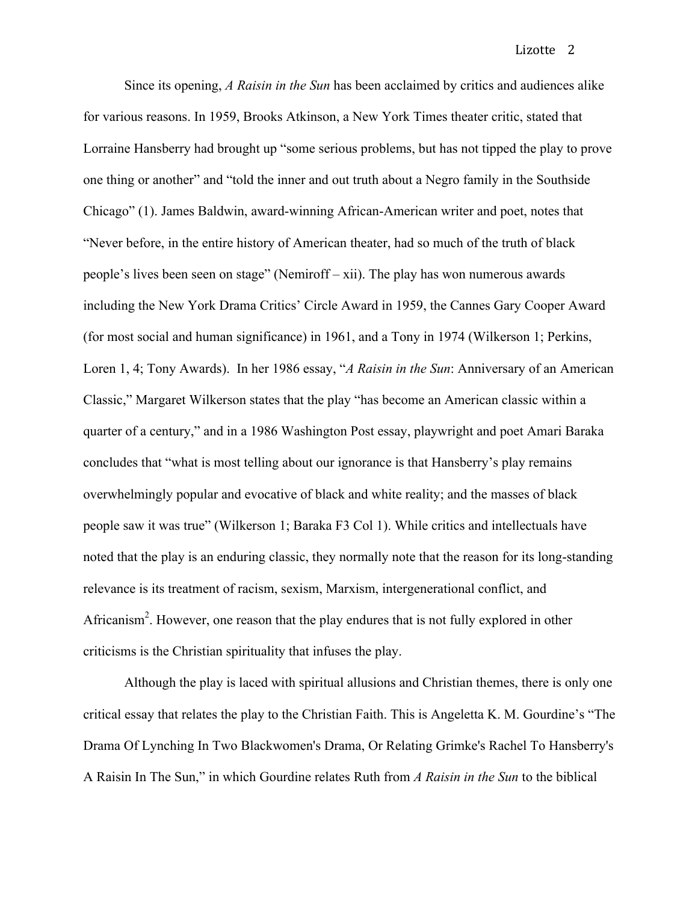Since its opening, *A Raisin in the Sun* has been acclaimed by critics and audiences alike for various reasons. In 1959, Brooks Atkinson, a New York Times theater critic, stated that Lorraine Hansberry had brought up "some serious problems, but has not tipped the play to prove one thing or another" and "told the inner and out truth about a Negro family in the Southside Chicago" (1). James Baldwin, award-winning African-American writer and poet, notes that "Never before, in the entire history of American theater, had so much of the truth of black people's lives been seen on stage" (Nemiroff – xii). The play has won numerous awards including the New York Drama Critics' Circle Award in 1959, the Cannes Gary Cooper Award (for most social and human significance) in 1961, and a Tony in 1974 (Wilkerson 1; Perkins, Loren 1, 4; Tony Awards). In her 1986 essay, "*A Raisin in the Sun*: Anniversary of an American Classic," Margaret Wilkerson states that the play "has become an American classic within a quarter of a century," and in a 1986 Washington Post essay, playwright and poet Amari Baraka concludes that "what is most telling about our ignorance is that Hansberry's play remains overwhelmingly popular and evocative of black and white reality; and the masses of black people saw it was true" (Wilkerson 1; Baraka F3 Col 1). While critics and intellectuals have noted that the play is an enduring classic, they normally note that the reason for its long-standing relevance is its treatment of racism, sexism, Marxism, intergenerational conflict, and Africanism[2]. However, one reason that the play endures that is not fully explored in other criticisms is the Christian spirituality that infuses the play.

Although the play is laced with spiritual allusions and Christian themes, there is only one critical essay that relates the play to the Christian Faith. This is Angeletta K. M. Gourdine's "The Drama Of Lynching In Two Blackwomen's Drama, Or Relating Grimke's Rachel To Hansberry's A Raisin In The Sun," in which Gourdine relates Ruth from *A Raisin in the Sun* to the biblical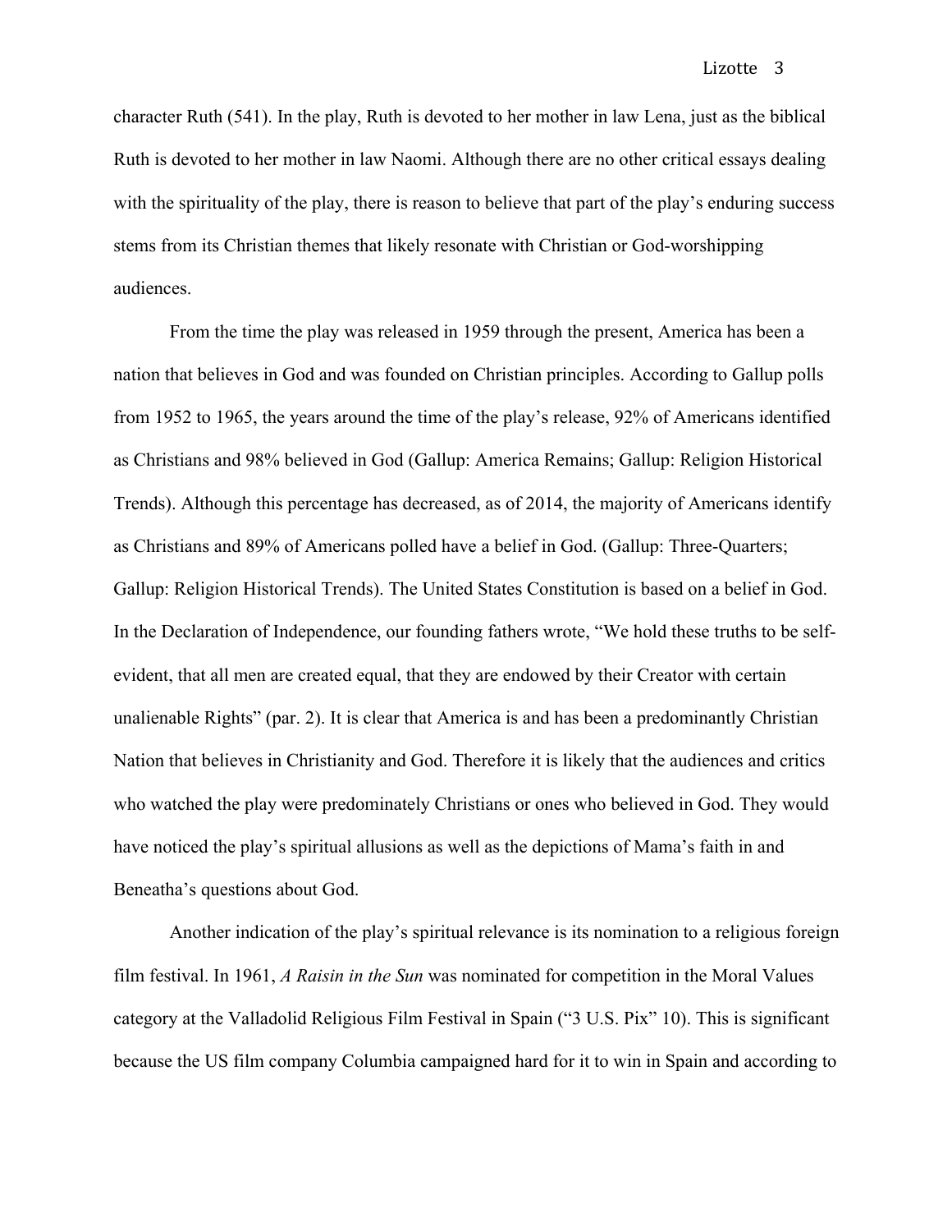character Ruth (541). In the play, Ruth is devoted to her mother in law Lena, just as the biblical Ruth is devoted to her mother in law Naomi. Although there are no other critical essays dealing with the spirituality of the play, there is reason to believe that part of the play's enduring success stems from its Christian themes that likely resonate with Christian or God-worshipping audiences.

From the time the play was released in 1959 through the present, America has been a nation that believes in God and was founded on Christian principles. According to Gallup polls from 1952 to 1965, the years around the time of the play's release, 92% of Americans identified as Christians and 98% believed in God (Gallup: America Remains; Gallup: Religion Historical Trends). Although this percentage has decreased, as of 2014, the majority of Americans identify as Christians and 89% of Americans polled have a belief in God. (Gallup: Three-Quarters; Gallup: Religion Historical Trends). The United States Constitution is based on a belief in God. In the Declaration of Independence, our founding fathers wrote, "We hold these truths to be self-evident, that all men are created equal, that they are endowed by their Creator with certain unalienable Rights" (par. 2). It is clear that America is and has been a predominantly Christian Nation that believes in Christianity and God. Therefore it is likely that the audiences and critics who watched the play were predominately Christians or ones who believed in God. They would have noticed the play's spiritual allusions as well as the depictions of Mama's faith in and Beneatha's questions about God.

Another indication of the play's spiritual relevance is its nomination to a religious foreign film festival. In 1961, *A Raisin in the Sun* was nominated for competition in the Moral Values category at the Valladolid Religious Film Festival in Spain ("3 U.S. Pix" 10). This is significant because the US film company Columbia campaigned hard for it to win in Spain and according to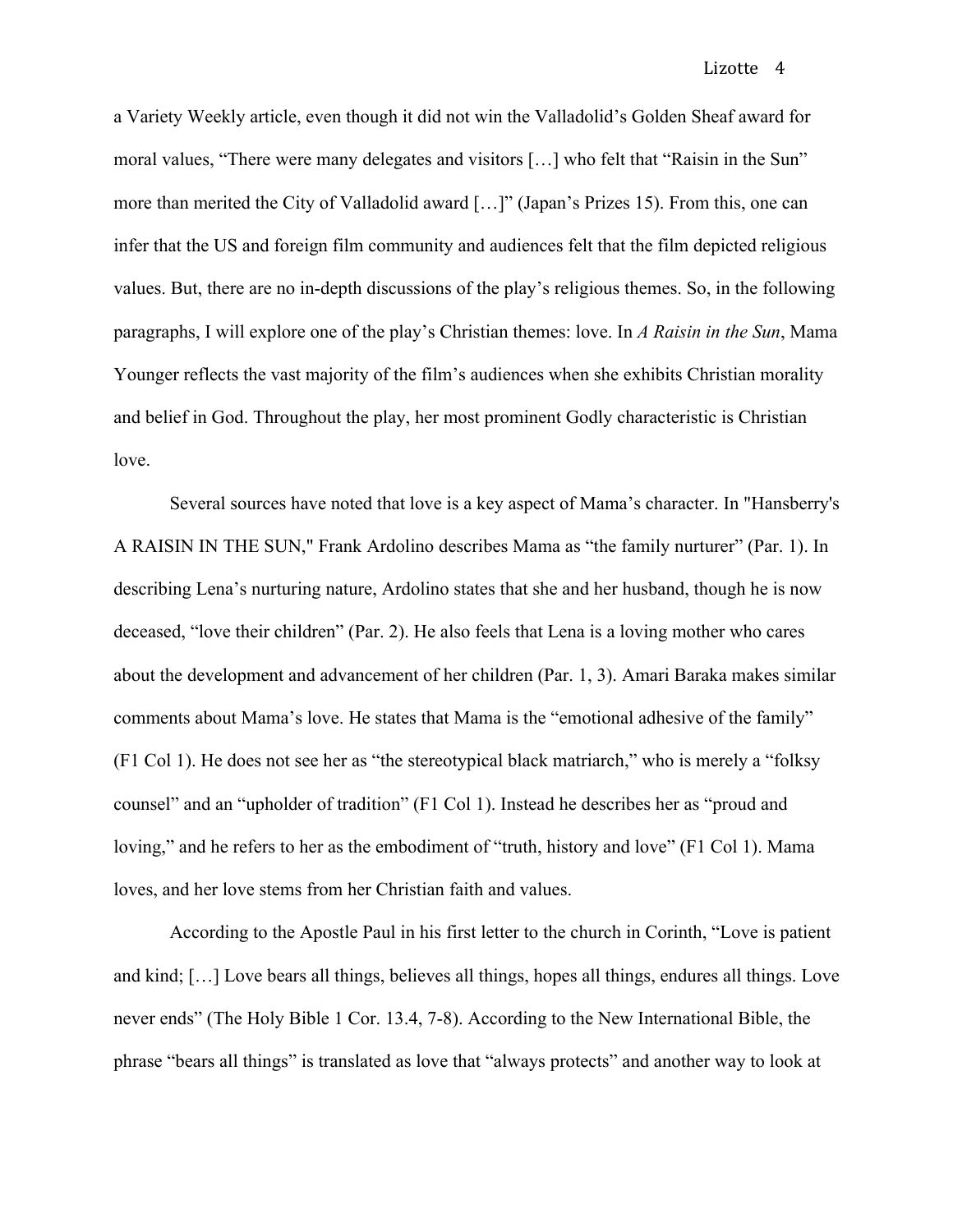a Variety Weekly article, even though it did not win the Valladolid's Golden Sheaf award for moral values, "There were many delegates and visitors […] who felt that "Raisin in the Sun" more than merited the City of Valladolid award […]" (Japan's Prizes 15). From this, one can infer that the US and foreign film community and audiences felt that the film depicted religious values. But, there are no in-depth discussions of the play's religious themes. So, in the following paragraphs, I will explore one of the play's Christian themes: love. In *A Raisin in the Sun*, Mama Younger reflects the vast majority of the film's audiences when she exhibits Christian morality and belief in God. Throughout the play, her most prominent Godly characteristic is Christian love.

Several sources have noted that love is a key aspect of Mama's character. In "Hansberry's A RAISIN IN THE SUN," Frank Ardolino describes Mama as "the family nurturer" (Par. 1). In describing Lena's nurturing nature, Ardolino states that she and her husband, though he is now deceased, "love their children" (Par. 2). He also feels that Lena is a loving mother who cares about the development and advancement of her children (Par. 1, 3). Amari Baraka makes similar comments about Mama's love. He states that Mama is the "emotional adhesive of the family" (F1 Col 1). He does not see her as "the stereotypical black matriarch," who is merely a "folksy counsel" and an "upholder of tradition" (F1 Col 1). Instead he describes her as "proud and loving," and he refers to her as the embodiment of "truth, history and love" (F1 Col 1). Mama loves, and her love stems from her Christian faith and values.

According to the Apostle Paul in his first letter to the church in Corinth, "Love is patient and kind; […] Love bears all things, believes all things, hopes all things, endures all things. Love never ends" (The Holy Bible 1 Cor. 13.4, 7-8). According to the New International Bible, the phrase "bears all things" is translated as love that "always protects" and another way to look at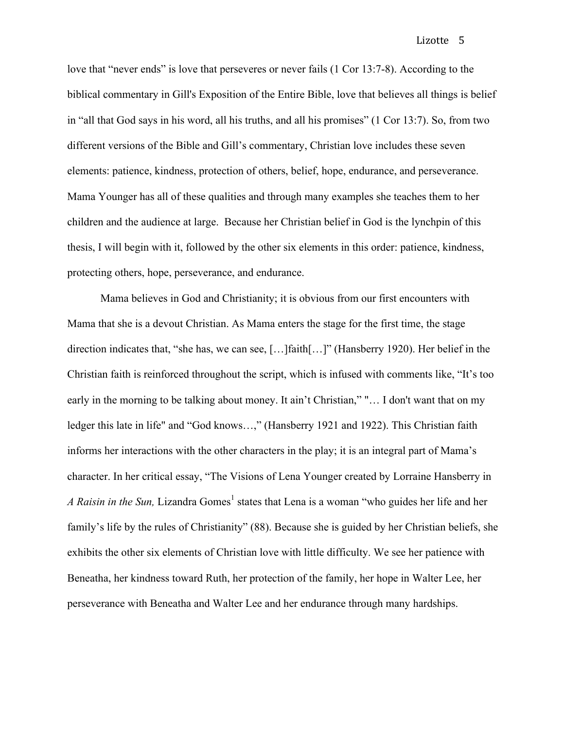love that "never ends" is love that perseveres or never fails (1 Cor 13:7-8). According to the biblical commentary in Gill's Exposition of the Entire Bible, love that believes all things is belief in "all that God says in his word, all his truths, and all his promises" (1 Cor 13:7). So, from two different versions of the Bible and Gill's commentary, Christian love includes these seven elements: patience, kindness, protection of others, belief, hope, endurance, and perseverance. Mama Younger has all of these qualities and through many examples she teaches them to her children and the audience at large. Because her Christian belief in God is the lynchpin of this thesis, I will begin with it, followed by the other six elements in this order: patience, kindness, protecting others, hope, perseverance, and endurance.

Mama believes in God and Christianity; it is obvious from our first encounters with Mama that she is a devout Christian. As Mama enters the stage for the first time, the stage direction indicates that, "she has, we can see, […]faith[…]" (Hansberry 1920). Her belief in the Christian faith is reinforced throughout the script, which is infused with comments like, "It's too early in the morning to be talking about money. It ain't Christian," "… I don't want that on my ledger this late in life" and "God knows…," (Hansberry 1921 and 1922). This Christian faith informs her interactions with the other characters in the play; it is an integral part of Mama's character. In her critical essay, "The Visions of Lena Younger created by Lorraine Hansberry in *A Raisin in the Sun,* Lizandra Gomes[1] states that Lena is a woman "who guides her life and her family's life by the rules of Christianity" (88). Because she is guided by her Christian beliefs, she exhibits the other six elements of Christian love with little difficulty. We see her patience with Beneatha, her kindness toward Ruth, her protection of the family, her hope in Walter Lee, her perseverance with Beneatha and Walter Lee and her endurance through many hardships.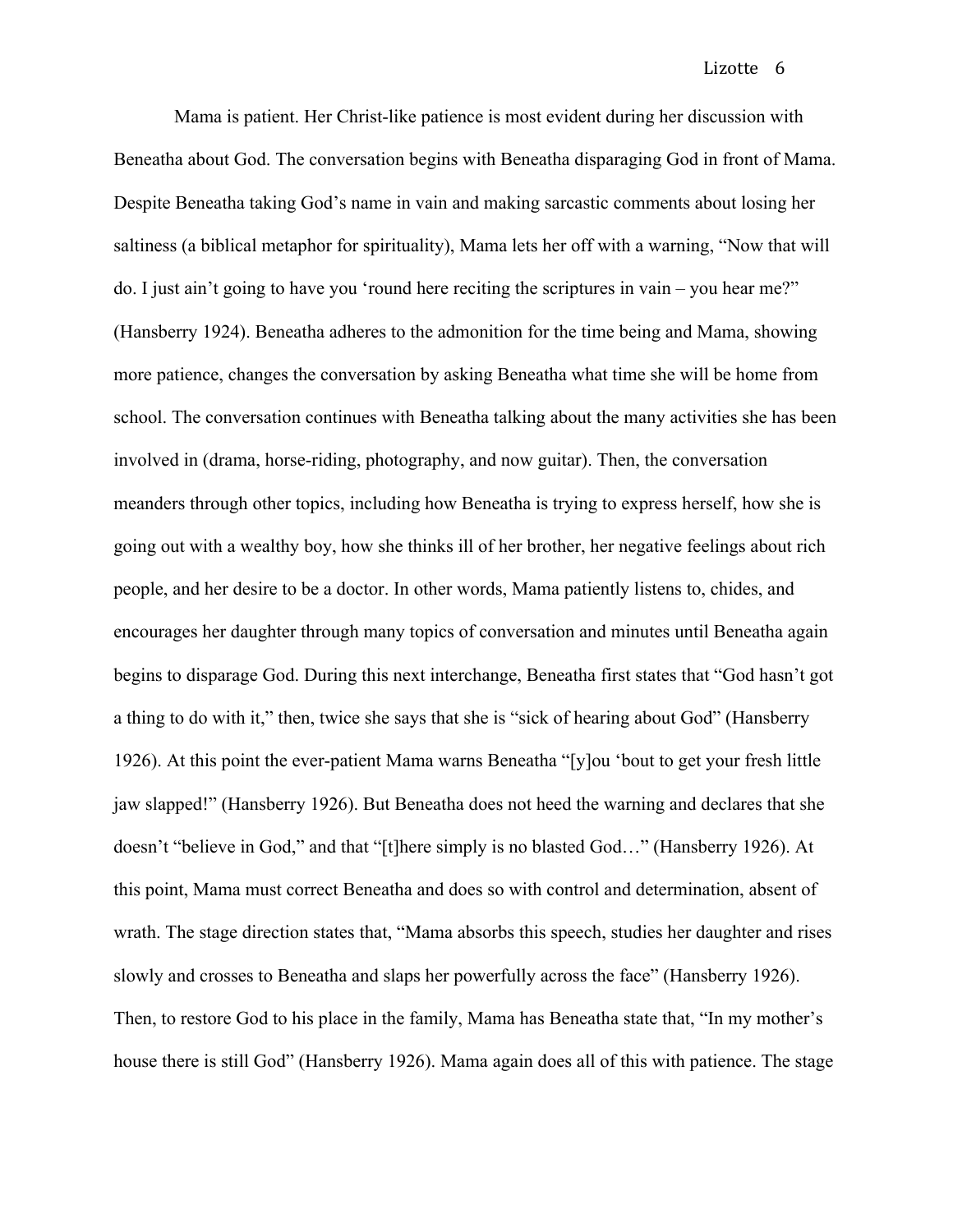Mama is patient. Her Christ-like patience is most evident during her discussion with Beneatha about God. The conversation begins with Beneatha disparaging God in front of Mama. Despite Beneatha taking God's name in vain and making sarcastic comments about losing her saltiness (a biblical metaphor for spirituality), Mama lets her off with a warning, "Now that will do. I just ain't going to have you 'round here reciting the scriptures in vain – you hear me?" (Hansberry 1924). Beneatha adheres to the admonition for the time being and Mama, showing more patience, changes the conversation by asking Beneatha what time she will be home from school. The conversation continues with Beneatha talking about the many activities she has been involved in (drama, horse-riding, photography, and now guitar). Then, the conversation meanders through other topics, including how Beneatha is trying to express herself, how she is going out with a wealthy boy, how she thinks ill of her brother, her negative feelings about rich people, and her desire to be a doctor. In other words, Mama patiently listens to, chides, and encourages her daughter through many topics of conversation and minutes until Beneatha again begins to disparage God. During this next interchange, Beneatha first states that "God hasn't got a thing to do with it," then, twice she says that she is "sick of hearing about God" (Hansberry 1926). At this point the ever-patient Mama warns Beneatha "[y]ou 'bout to get your fresh little jaw slapped!" (Hansberry 1926). But Beneatha does not heed the warning and declares that she doesn't "believe in God," and that "[t]here simply is no blasted God…" (Hansberry 1926). At this point, Mama must correct Beneatha and does so with control and determination, absent of wrath. The stage direction states that, "Mama absorbs this speech, studies her daughter and rises slowly and crosses to Beneatha and slaps her powerfully across the face" (Hansberry 1926). Then, to restore God to his place in the family, Mama has Beneatha state that, "In my mother's house there is still God" (Hansberry 1926). Mama again does all of this with patience. The stage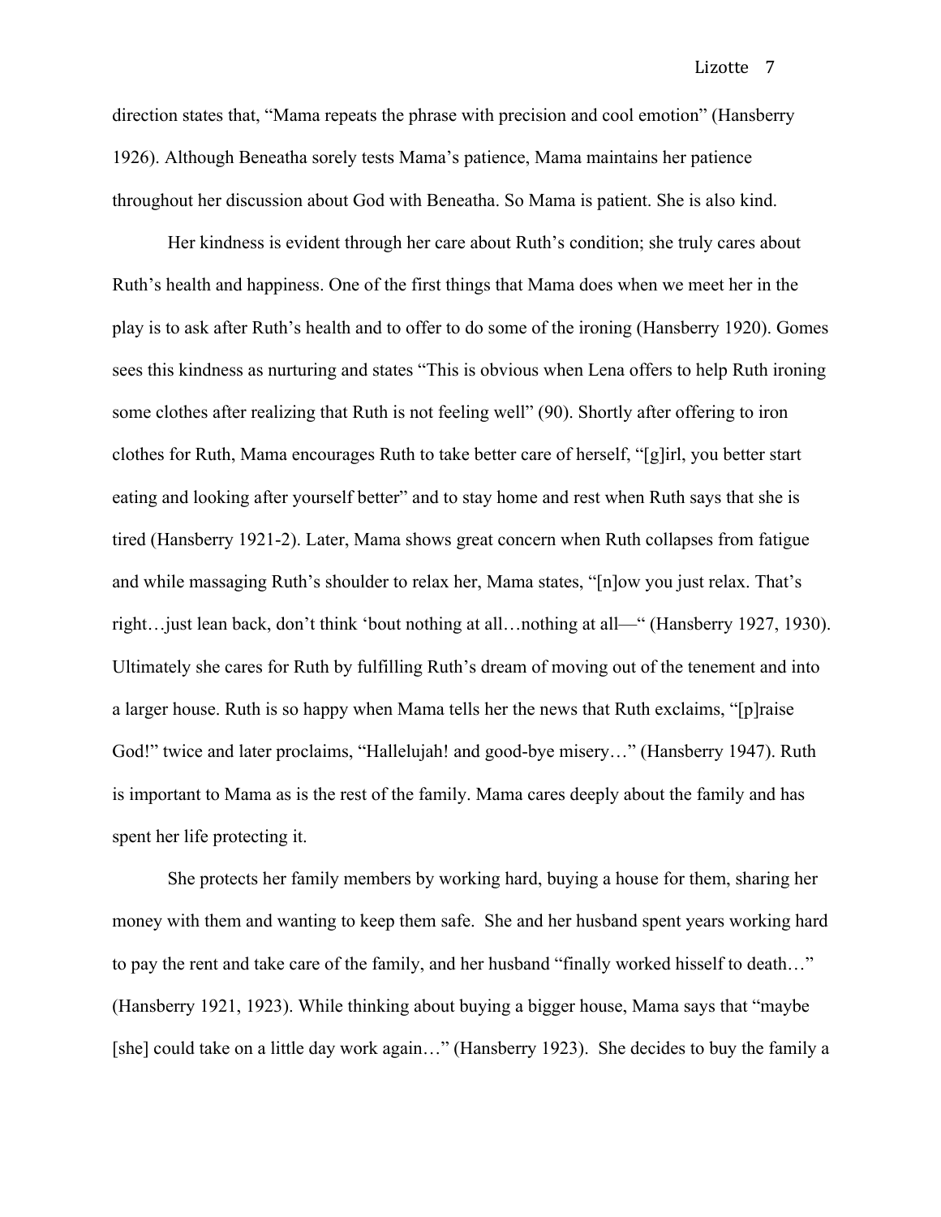direction states that, "Mama repeats the phrase with precision and cool emotion" (Hansberry 1926). Although Beneatha sorely tests Mama's patience, Mama maintains her patience throughout her discussion about God with Beneatha. So Mama is patient. She is also kind.

Her kindness is evident through her care about Ruth's condition; she truly cares about Ruth's health and happiness. One of the first things that Mama does when we meet her in the play is to ask after Ruth's health and to offer to do some of the ironing (Hansberry 1920). Gomes sees this kindness as nurturing and states "This is obvious when Lena offers to help Ruth ironing some clothes after realizing that Ruth is not feeling well" (90). Shortly after offering to iron clothes for Ruth, Mama encourages Ruth to take better care of herself, "[g]irl, you better start eating and looking after yourself better" and to stay home and rest when Ruth says that she is tired (Hansberry 1921-2). Later, Mama shows great concern when Ruth collapses from fatigue and while massaging Ruth's shoulder to relax her, Mama states, "[n]ow you just relax. That's right…just lean back, don't think 'bout nothing at all…nothing at all—" (Hansberry 1927, 1930). Ultimately she cares for Ruth by fulfilling Ruth's dream of moving out of the tenement and into a larger house. Ruth is so happy when Mama tells her the news that Ruth exclaims, "[p]raise God!" twice and later proclaims, "Hallelujah! and good-bye misery…" (Hansberry 1947). Ruth is important to Mama as is the rest of the family. Mama cares deeply about the family and has spent her life protecting it.

She protects her family members by working hard, buying a house for them, sharing her money with them and wanting to keep them safe. She and her husband spent years working hard to pay the rent and take care of the family, and her husband "finally worked hisself to death…" (Hansberry 1921, 1923). While thinking about buying a bigger house, Mama says that "maybe [she] could take on a little day work again…" (Hansberry 1923). She decides to buy the family a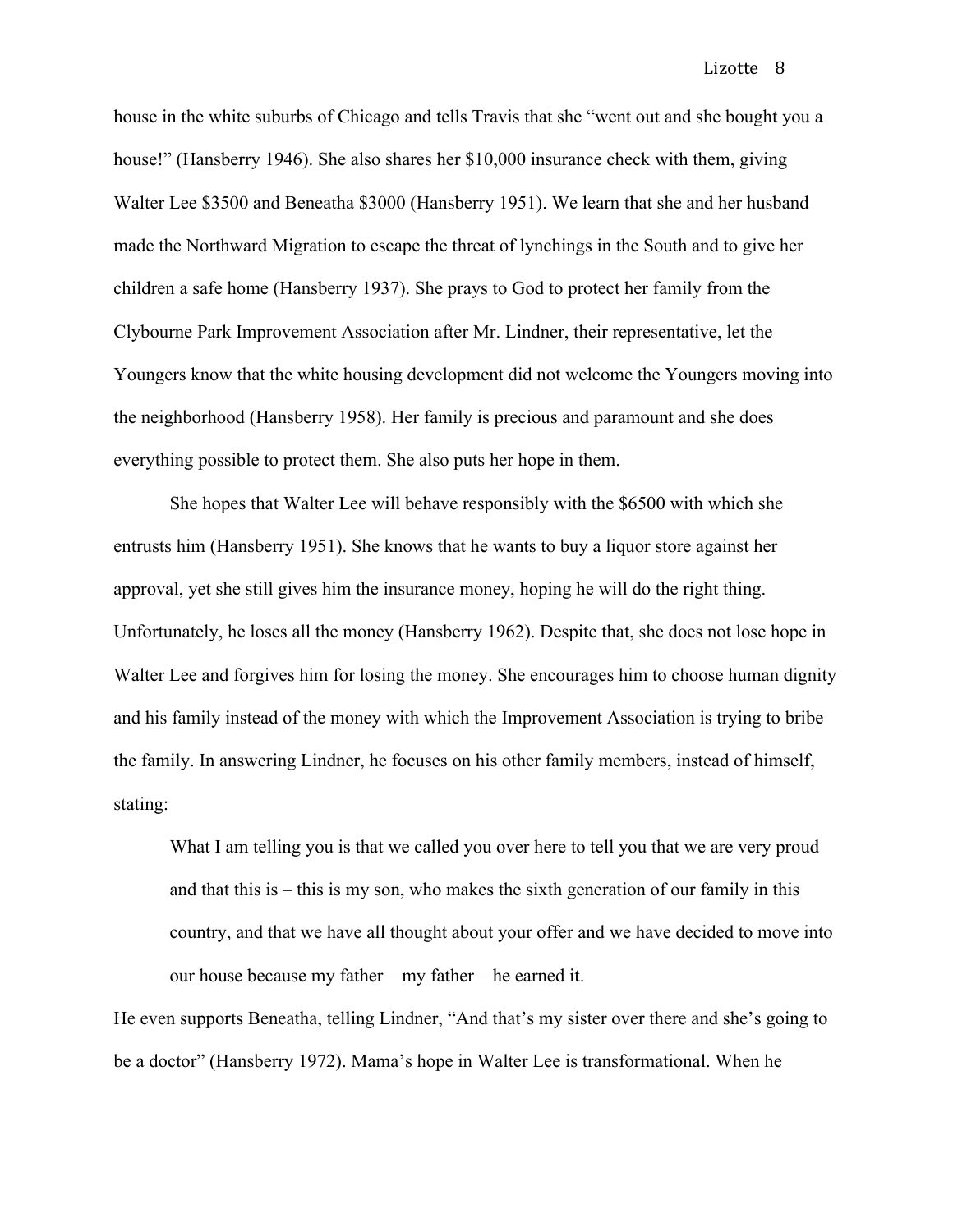house in the white suburbs of Chicago and tells Travis that she "went out and she bought you a house!" (Hansberry 1946). She also shares her $10,000 insurance check with them, giving Walter Lee $3500 and Beneatha $3000 (Hansberry 1951). We learn that she and her husband made the Northward Migration to escape the threat of lynchings in the South and to give her children a safe home (Hansberry 1937). She prays to God to protect her family from the Clybourne Park Improvement Association after Mr. Lindner, their representative, let the Youngers know that the white housing development did not welcome the Youngers moving into the neighborhood (Hansberry 1958). Her family is precious and paramount and she does everything possible to protect them. She also puts her hope in them.

She hopes that Walter Lee will behave responsibly with the $6500 with which she entrusts him (Hansberry 1951). She knows that he wants to buy a liquor store against her approval, yet she still gives him the insurance money, hoping he will do the right thing. Unfortunately, he loses all the money (Hansberry 1962). Despite that, she does not lose hope in Walter Lee and forgives him for losing the money. She encourages him to choose human dignity and his family instead of the money with which the Improvement Association is trying to bribe the family. In answering Lindner, he focuses on his other family members, instead of himself, stating:

> What I am telling you is that we called you over here to tell you that we are very proud and that this is – this is my son, who makes the sixth generation of our family in this country, and that we have all thought about your offer and we have decided to move into our house because my father—my father—he earned it.

He even supports Beneatha, telling Lindner, "And that's my sister over there and she's going to be a doctor" (Hansberry 1972). Mama's hope in Walter Lee is transformational. When he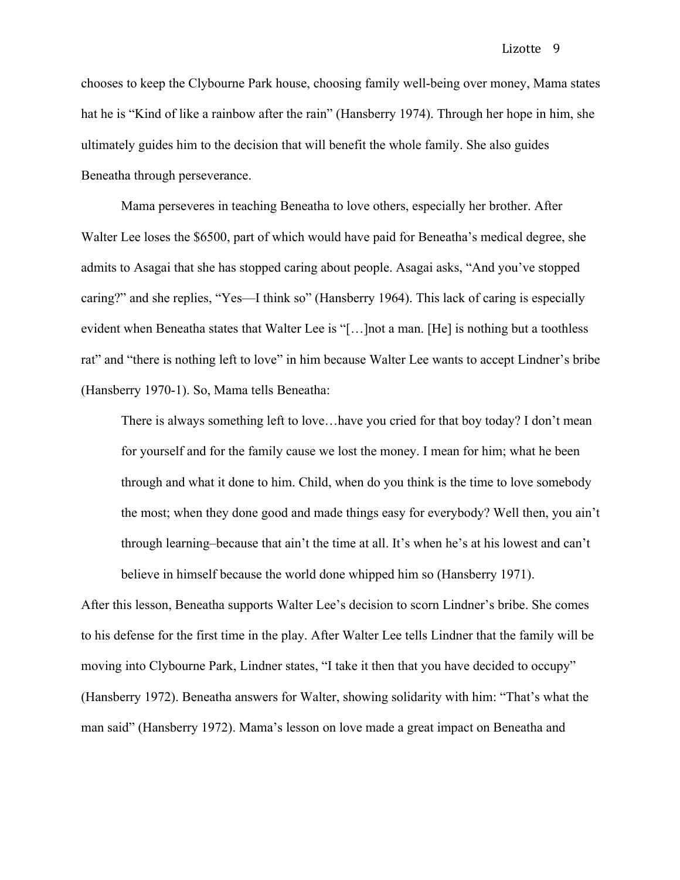chooses to keep the Clybourne Park house, choosing family well-being over money, Mama states hat he is "Kind of like a rainbow after the rain" (Hansberry 1974). Through her hope in him, she ultimately guides him to the decision that will benefit the whole family. She also guides Beneatha through perseverance.

Mama perseveres in teaching Beneatha to love others, especially her brother. After Walter Lee loses the $6500, part of which would have paid for Beneatha's medical degree, she admits to Asagai that she has stopped caring about people. Asagai asks, "And you've stopped caring?" and she replies, "Yes—I think so" (Hansberry 1964). This lack of caring is especially evident when Beneatha states that Walter Lee is "[…]not a man. [He] is nothing but a toothless rat" and "there is nothing left to love" in him because Walter Lee wants to accept Lindner's bribe (Hansberry 1970-1). So, Mama tells Beneatha:

> There is always something left to love…have you cried for that boy today? I don't mean for yourself and for the family cause we lost the money. I mean for him; what he been through and what it done to him. Child, when do you think is the time to love somebody the most; when they done good and made things easy for everybody? Well then, you ain't through learning–because that ain't the time at all. It's when he's at his lowest and can't believe in himself because the world done whipped him so (Hansberry 1971).

After this lesson, Beneatha supports Walter Lee's decision to scorn Lindner's bribe. She comes to his defense for the first time in the play. After Walter Lee tells Lindner that the family will be moving into Clybourne Park, Lindner states, "I take it then that you have decided to occupy" (Hansberry 1972). Beneatha answers for Walter, showing solidarity with him: "That's what the man said" (Hansberry 1972). Mama's lesson on love made a great impact on Beneatha and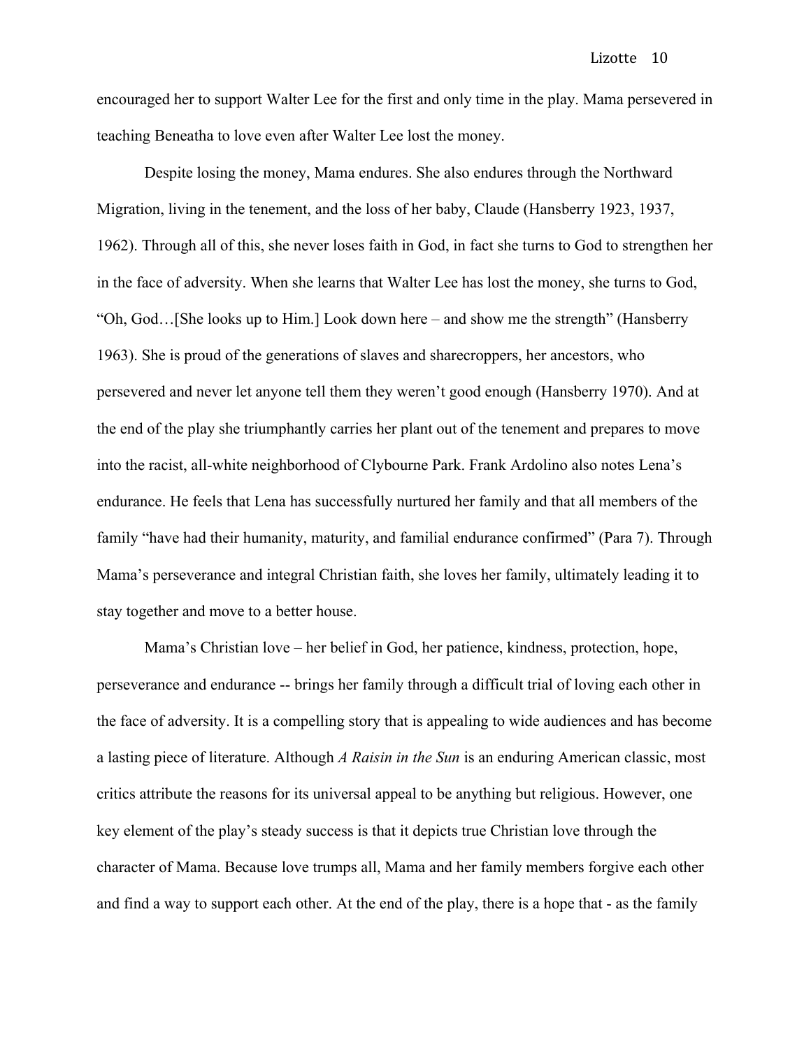encouraged her to support Walter Lee for the first and only time in the play. Mama persevered in teaching Beneatha to love even after Walter Lee lost the money.

Despite losing the money, Mama endures. She also endures through the Northward Migration, living in the tenement, and the loss of her baby, Claude (Hansberry 1923, 1937, 1962). Through all of this, she never loses faith in God, in fact she turns to God to strengthen her in the face of adversity. When she learns that Walter Lee has lost the money, she turns to God, "Oh, God…[She looks up to Him.] Look down here – and show me the strength" (Hansberry 1963). She is proud of the generations of slaves and sharecroppers, her ancestors, who persevered and never let anyone tell them they weren't good enough (Hansberry 1970). And at the end of the play she triumphantly carries her plant out of the tenement and prepares to move into the racist, all-white neighborhood of Clybourne Park. Frank Ardolino also notes Lena's endurance. He feels that Lena has successfully nurtured her family and that all members of the family "have had their humanity, maturity, and familial endurance confirmed" (Para 7). Through Mama's perseverance and integral Christian faith, she loves her family, ultimately leading it to stay together and move to a better house.

Mama's Christian love – her belief in God, her patience, kindness, protection, hope, perseverance and endurance -- brings her family through a difficult trial of loving each other in the face of adversity. It is a compelling story that is appealing to wide audiences and has become a lasting piece of literature. Although *A Raisin in the Sun* is an enduring American classic, most critics attribute the reasons for its universal appeal to be anything but religious. However, one key element of the play's steady success is that it depicts true Christian love through the character of Mama. Because love trumps all, Mama and her family members forgive each other and find a way to support each other. At the end of the play, there is a hope that - as the family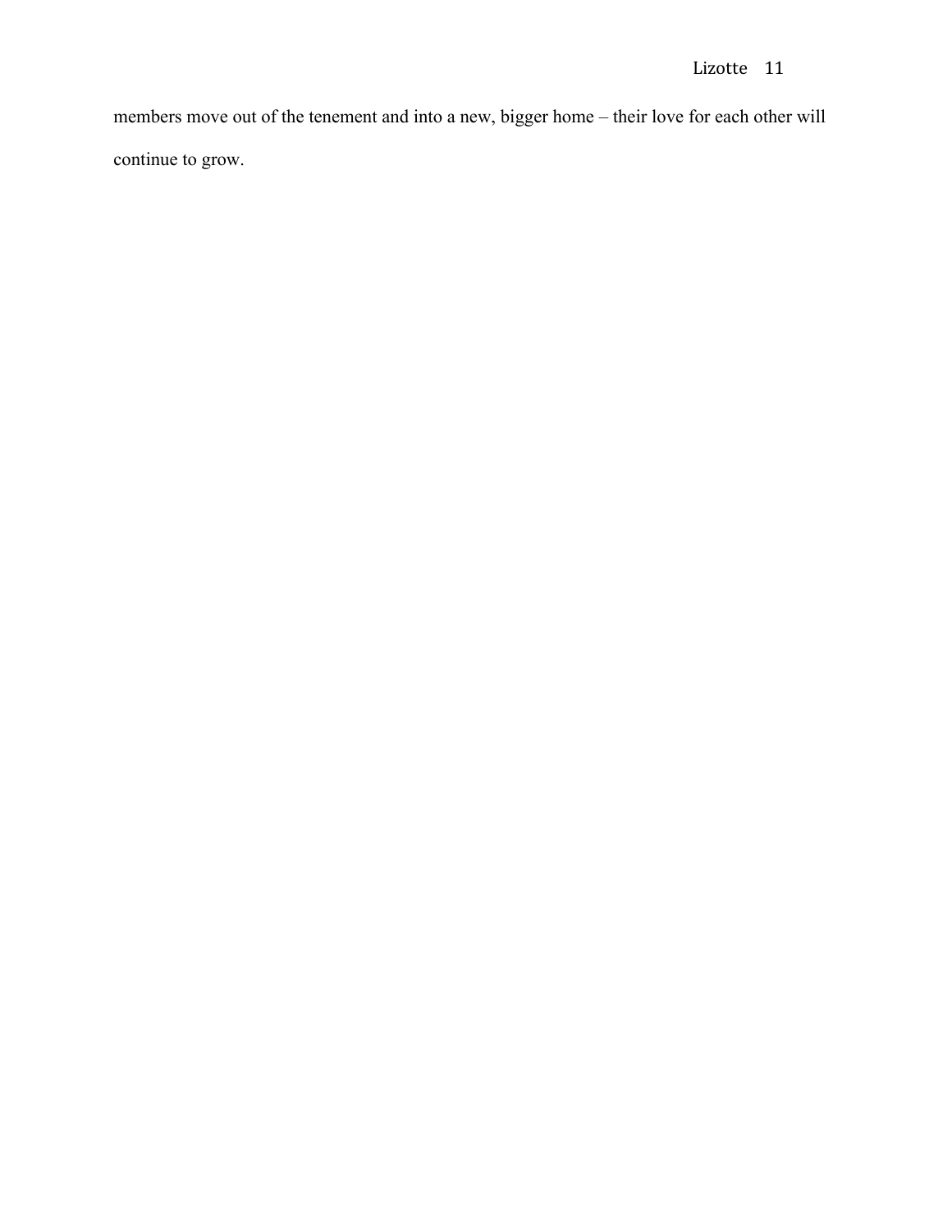members move out of the tenement and into a new, bigger home – their love for each other will continue to grow.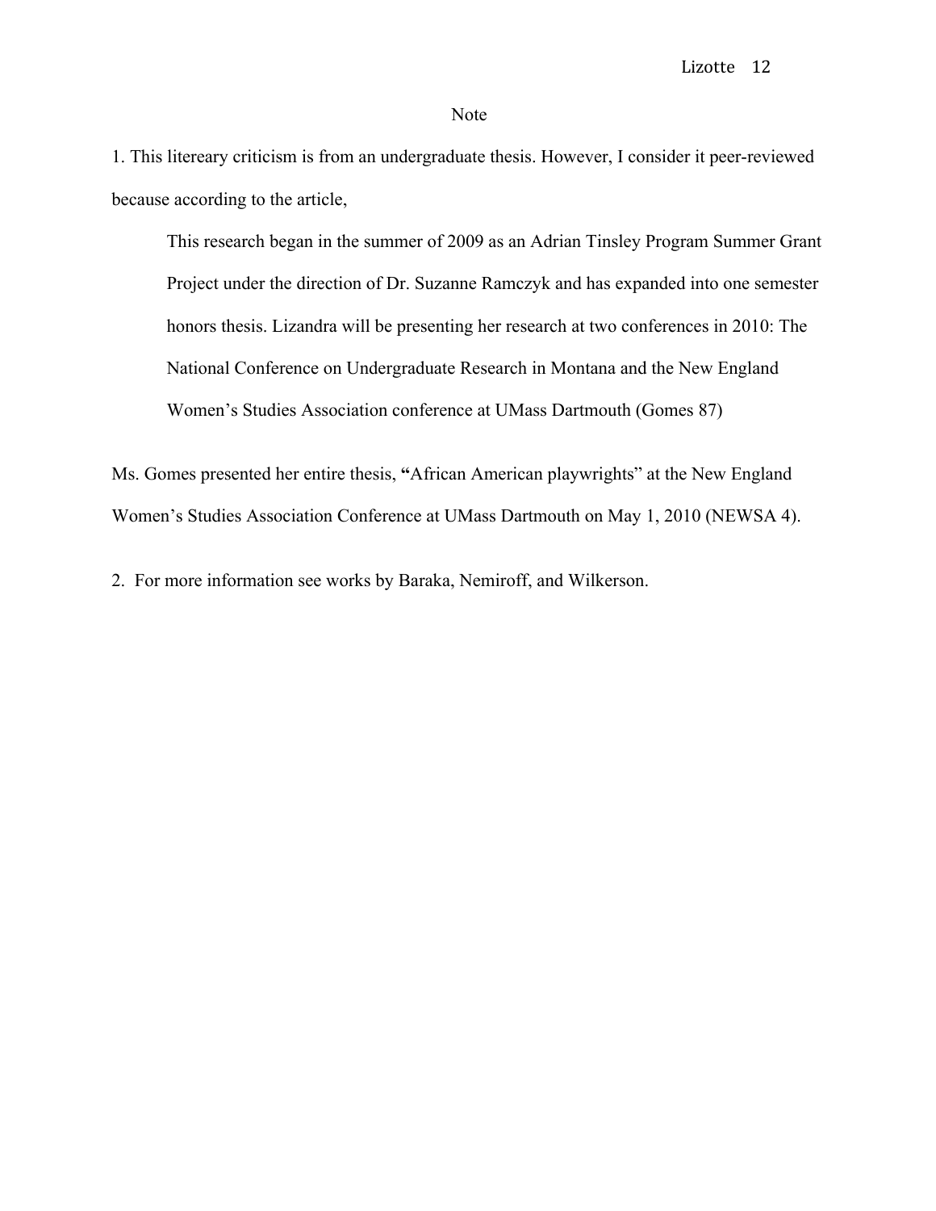# Note

1. This litereary criticism is from an undergraduate thesis. However, I consider it peer-reviewed because according to the article,

> This research began in the summer of 2009 as an Adrian Tinsley Program Summer Grant Project under the direction of Dr. Suzanne Ramczyk and has expanded into one semester honors thesis. Lizandra will be presenting her research at two conferences in 2010: The National Conference on Undergraduate Research in Montana and the New England Women's Studies Association conference at UMass Dartmouth (Gomes 87)

Ms. Gomes presented her entire thesis, **"**African American playwrights" at the New England Women's Studies Association Conference at UMass Dartmouth on May 1, 2010 (NEWSA 4).

2. For more information see works by Baraka, Nemiroff, and Wilkerson.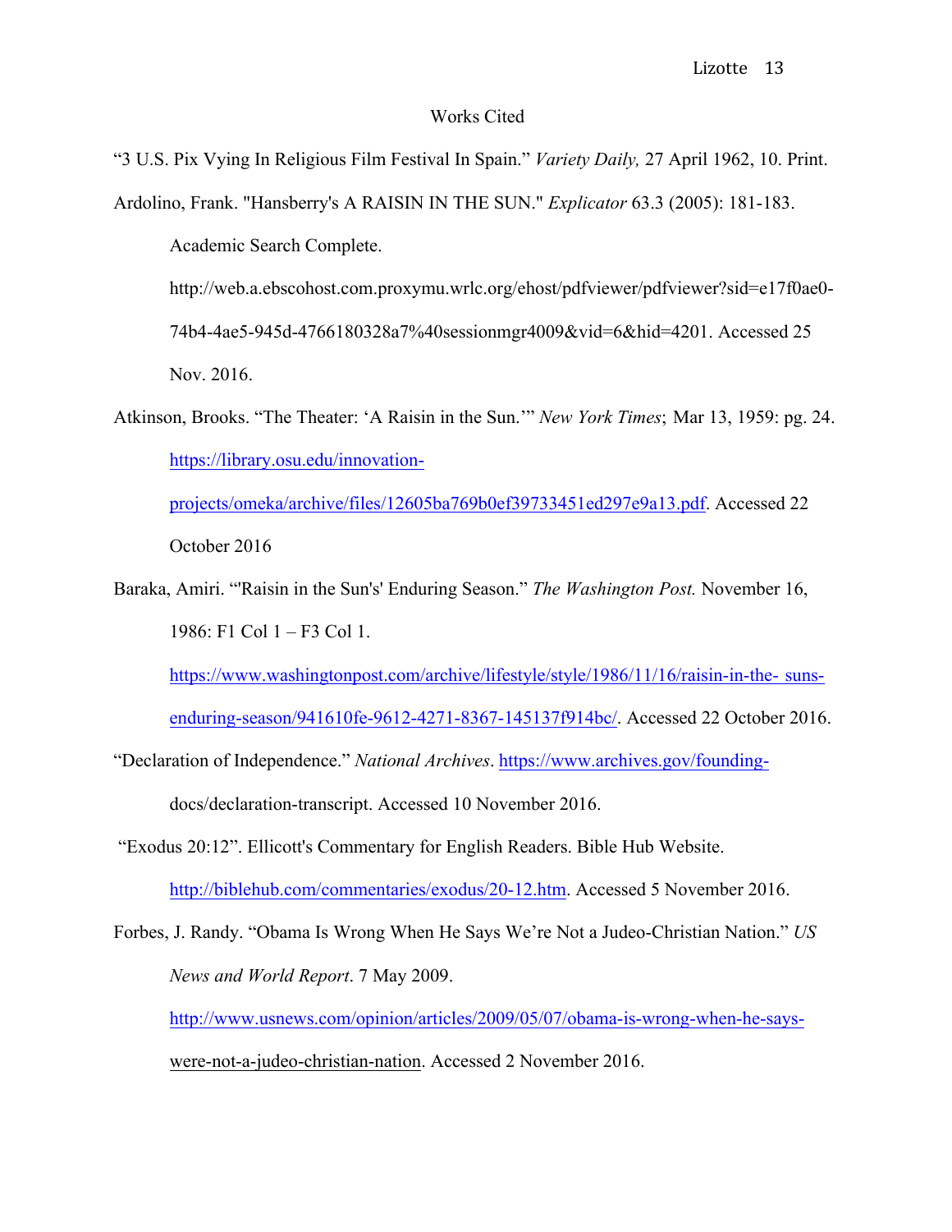# Works Cited

"3 U.S. Pix Vying In Religious Film Festival In Spain." *Variety Daily,* 27 April 1962, 10. Print.

Ardolino, Frank. "Hansberry's A RAISIN IN THE SUN." *Explicator* 63.3 (2005): 181-183. Academic Search Complete. http://web.a.ebscohost.com.proxymu.wrlc.org/ehost/pdfviewer/pdfviewer?sid=e17f0ae0-74b4-4ae5-945d-4766180328a7%40sessionmgr4009&vid=6&hid=4201. Accessed 25 Nov. 2016.

Atkinson, Brooks. "The Theater: 'A Raisin in the Sun.'" *New York Times*; Mar 13, 1959: pg. 24. https://library.osu.edu/innovation-projects/omeka/archive/files/12605ba769b0ef39733451ed297e9a13.pdf. Accessed 22 October 2016

Baraka, Amiri. "'Raisin in the Sun's' Enduring Season." *The Washington Post.* November 16, 1986: F1 Col 1 – F3 Col 1. https://www.washingtonpost.com/archive/lifestyle/style/1986/11/16/raisin-in-the- suns-enduring-season/941610fe-9612-4271-8367-145137f914bc/. Accessed 22 October 2016.

"Declaration of Independence." *National Archives*. https://www.archives.gov/founding-docs/declaration-transcript. Accessed 10 November 2016.

"Exodus 20:12". Ellicott's Commentary for English Readers. Bible Hub Website. http://biblehub.com/commentaries/exodus/20-12.htm. Accessed 5 November 2016.

Forbes, J. Randy. "Obama Is Wrong When He Says We're Not a Judeo-Christian Nation." *US News and World Report*. 7 May 2009. http://www.usnews.com/opinion/articles/2009/05/07/obama-is-wrong-when-he-says-were-not-a-judeo-christian-nation. Accessed 2 November 2016.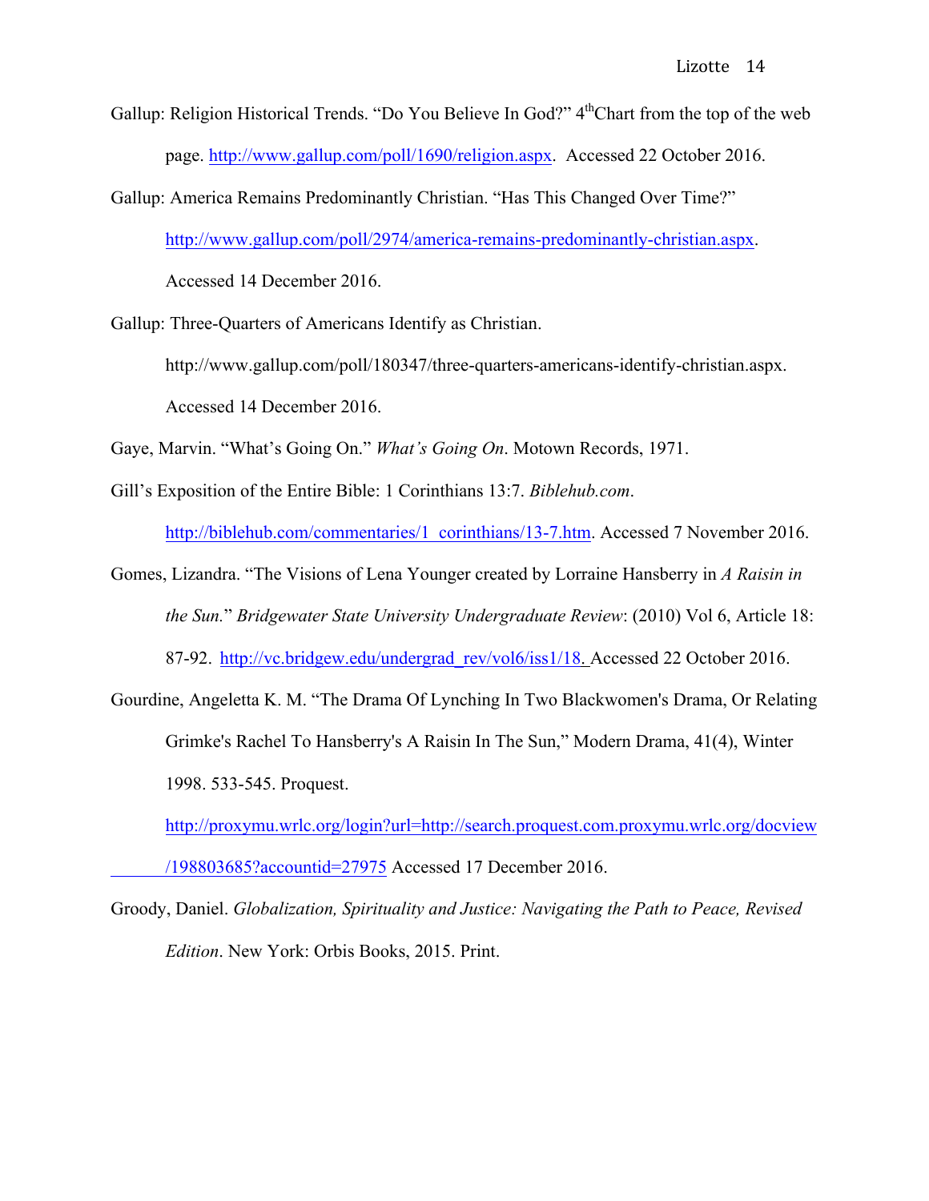Gallup: Religion Historical Trends. "Do You Believe In God?" 4[th]Chart from the top of the web page. http://www.gallup.com/poll/1690/religion.aspx. Accessed 22 October 2016.

Gallup: America Remains Predominantly Christian. "Has This Changed Over Time?" http://www.gallup.com/poll/2974/america-remains-predominantly-christian.aspx. Accessed 14 December 2016.

Gallup: Three-Quarters of Americans Identify as Christian. http://www.gallup.com/poll/180347/three-quarters-americans-identify-christian.aspx. Accessed 14 December 2016.

Gaye, Marvin. "What's Going On." *What's Going On*. Motown Records, 1971.

Gill's Exposition of the Entire Bible: 1 Corinthians 13:7. *Biblehub.com*. http://biblehub.com/commentaries/1_corinthians/13-7.htm. Accessed 7 November 2016.

Gomes, Lizandra. "The Visions of Lena Younger created by Lorraine Hansberry in *A Raisin in the Sun.*" *Bridgewater State University Undergraduate Review*: (2010) Vol 6, Article 18: 87-92. http://vc.bridgew.edu/undergrad_rev/vol6/iss1/18. Accessed 22 October 2016.

Gourdine, Angeletta K. M. "The Drama Of Lynching In Two Blackwomen's Drama, Or Relating Grimke's Rachel To Hansberry's A Raisin In The Sun," Modern Drama, 41(4), Winter 1998. 533-545. Proquest. http://proxymu.wrlc.org/login?url=http://search.proquest.com.proxymu.wrlc.org/docview/198803685?accountid=27975 Accessed 17 December 2016.

Groody, Daniel. *Globalization, Spirituality and Justice: Navigating the Path to Peace, Revised Edition*. New York: Orbis Books, 2015. Print.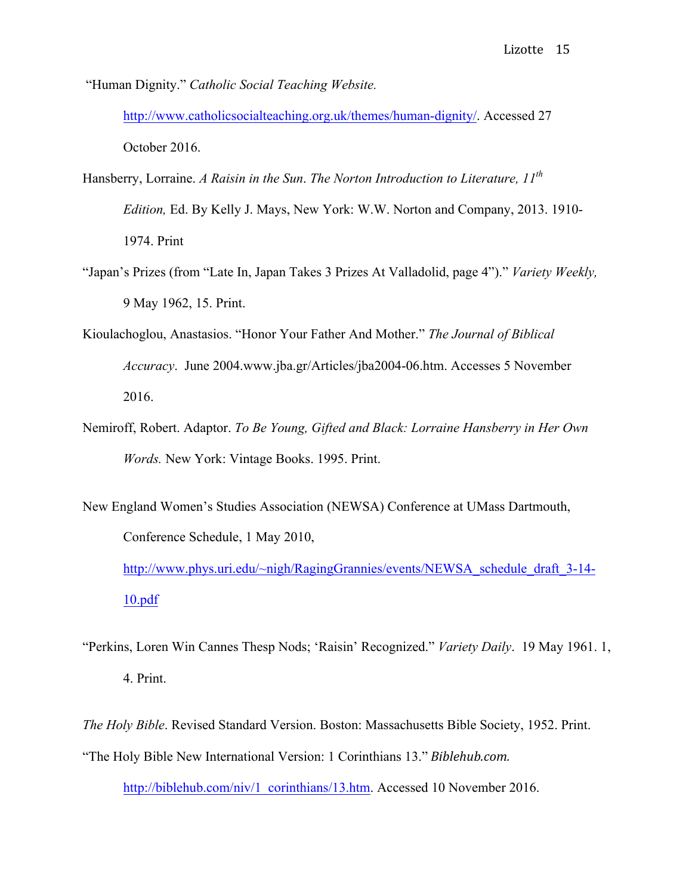"Human Dignity." *Catholic Social Teaching Website.* http://www.catholicsocialteaching.org.uk/themes/human-dignity/. Accessed 27 October 2016.

Hansberry, Lorraine. *A Raisin in the Sun*. *The Norton Introduction to Literature, 11th Edition,* Ed. By Kelly J. Mays, New York: W.W. Norton and Company, 2013. 1910-1974. Print

"Japan's Prizes (from "Late In, Japan Takes 3 Prizes At Valladolid, page 4")." *Variety Weekly,* 9 May 1962, 15. Print.

Kioulachoglou, Anastasios. "Honor Your Father And Mother." *The Journal of Biblical Accuracy*. June 2004.www.jba.gr/Articles/jba2004-06.htm. Accesses 5 November 2016.

Nemiroff, Robert. Adaptor. *To Be Young, Gifted and Black: Lorraine Hansberry in Her Own Words.* New York: Vintage Books. 1995. Print.

New England Women's Studies Association (NEWSA) Conference at UMass Dartmouth, Conference Schedule, 1 May 2010, http://www.phys.uri.edu/~nigh/RagingGrannies/events/NEWSA_schedule_draft_3-14-10.pdf

"Perkins, Loren Win Cannes Thesp Nods; 'Raisin' Recognized." *Variety Daily*. 19 May 1961. 1, 4. Print.

*The Holy Bible*. Revised Standard Version. Boston: Massachusetts Bible Society, 1952. Print.

"The Holy Bible New International Version: 1 Corinthians 13." *Biblehub.com.* http://biblehub.com/niv/1_corinthians/13.htm. Accessed 10 November 2016.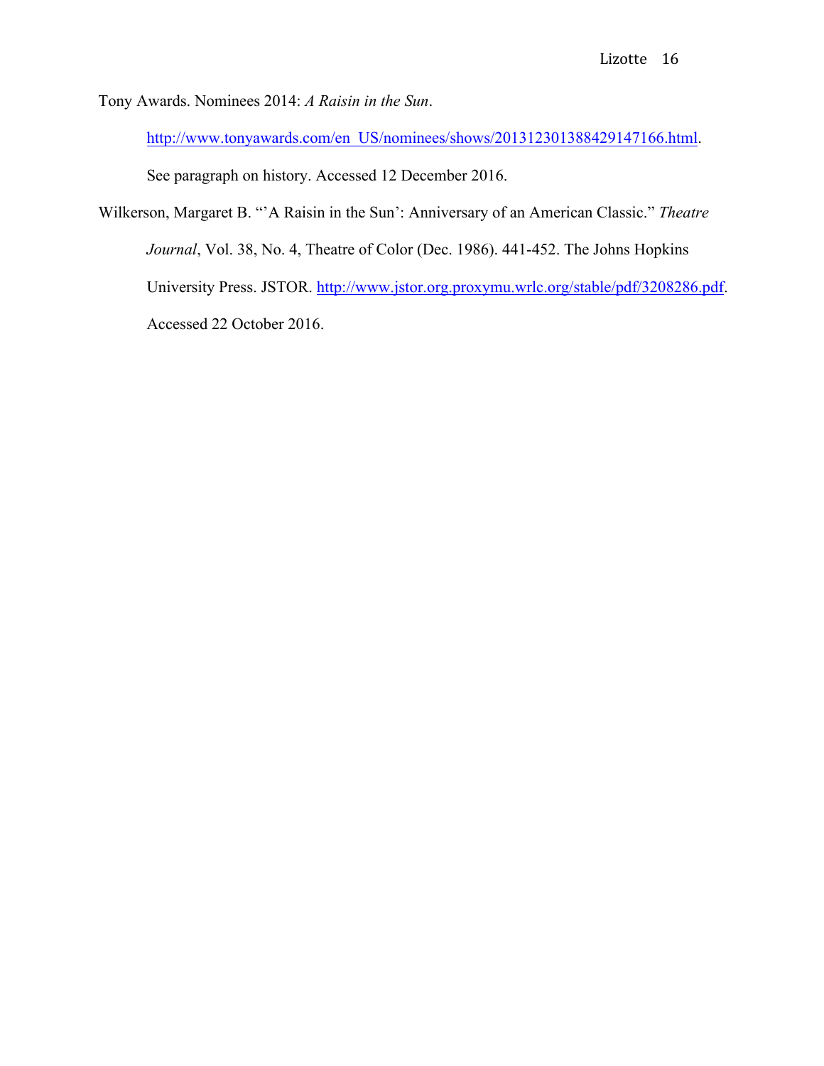Tony Awards. Nominees 2014: *A Raisin in the Sun*. http://www.tonyawards.com/en_US/nominees/shows/20131230138842914716​6.html. See paragraph on history. Accessed 12 December 2016.

Wilkerson, Margaret B. "'A Raisin in the Sun': Anniversary of an American Classic." *Theatre Journal*, Vol. 38, No. 4, Theatre of Color (Dec. 1986). 441-452. The Johns Hopkins University Press. JSTOR. http://www.jstor.org.proxymu.wrlc.org/stable/pdf/3208286.pdf. Accessed 22 October 2016.